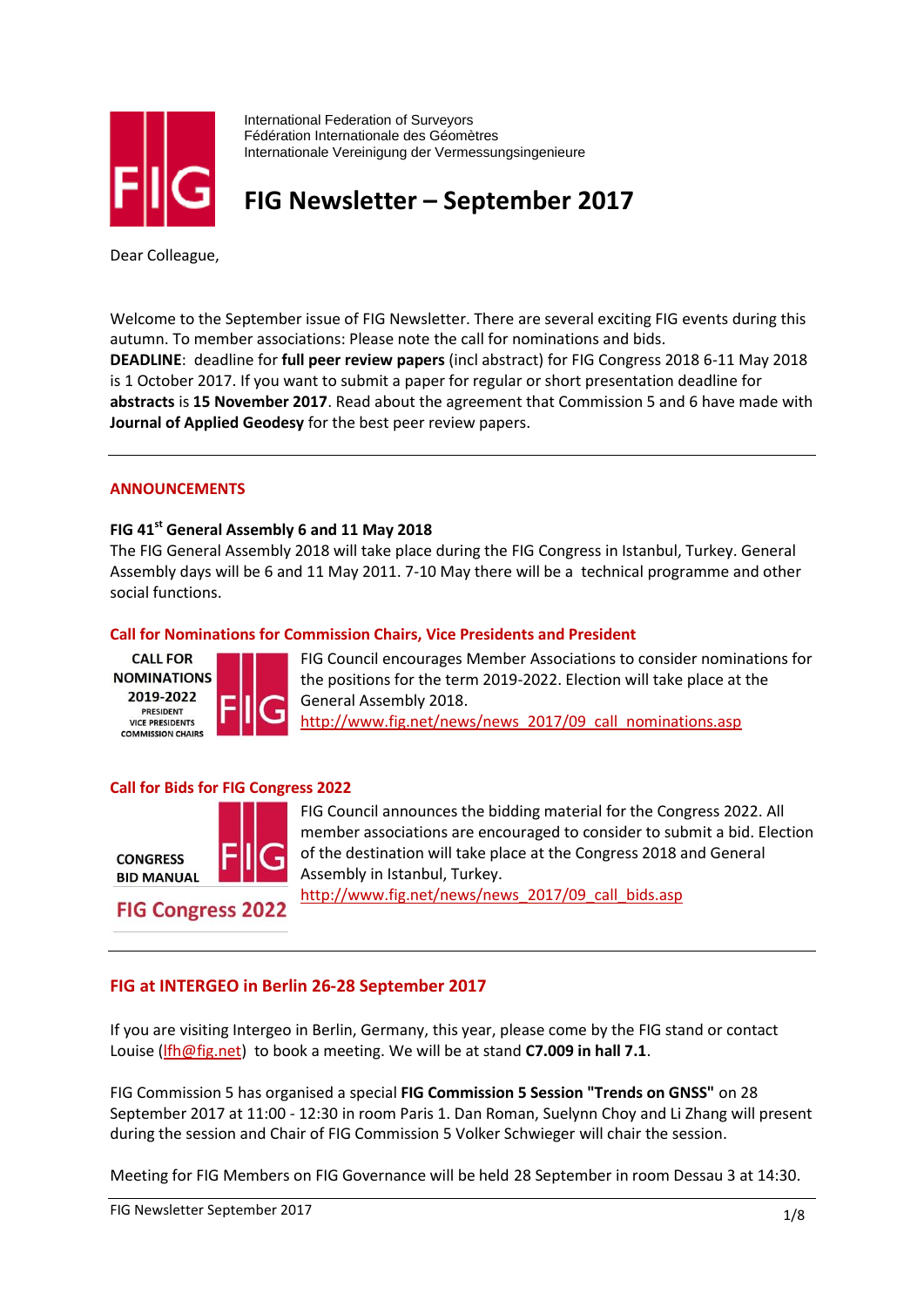International Federation of Surveyors
Fédération Internationale des Géomètres
Internationale Vereinigung der Vermessungsingenieure

# FIG Newsletter – September 2017

Dear Colleague,

Welcome to the September issue of FIG Newsletter. There are several exciting FIG events during this autumn. To member associations: Please note the call for nominations and bids.
**DEADLINE**: deadline for **full peer review papers** (incl abstract) for FIG Congress 2018 6-11 May 2018 is 1 October 2017. If you want to submit a paper for regular or short presentation deadline for **abstracts** is **15 November 2017**. Read about the agreement that Commission 5 and 6 have made with **Journal of Applied Geodesy** for the best peer review papers.

---

## ANNOUNCEMENTS

### FIG 41st General Assembly 6 and 11 May 2018

The FIG General Assembly 2018 will take place during the FIG Congress in Istanbul, Turkey. General Assembly days will be 6 and 11 May 2011. 7-10 May there will be a technical programme and other social functions.

### Call for Nominations for Commission Chairs, Vice Presidents and President

CALL FOR NOMINATIONS 2019-2022
PRESIDENT
VICE PRESIDENTS
COMMISSION CHAIRS

FIG Council encourages Member Associations to consider nominations for the positions for the term 2019-2022. Election will take place at the General Assembly 2018.
http://www.fig.net/news/news_2017/09_call_nominations.asp

### Call for Bids for FIG Congress 2022

CONGRESS BID MANUAL
FIG Congress 2022

FIG Council announces the bidding material for the Congress 2022. All member associations are encouraged to consider to submit a bid. Election of the destination will take place at the Congress 2018 and General Assembly in Istanbul, Turkey.
http://www.fig.net/news/news_2017/09_call_bids.asp

---

## FIG at INTERGEO in Berlin 26-28 September 2017

If you are visiting Intergeo in Berlin, Germany, this year, please come by the FIG stand or contact Louise (lfh@fig.net) to book a meeting. We will be at stand **C7.009 in hall 7.1**.

FIG Commission 5 has organised a special **FIG Commission 5 Session "Trends on GNSS"** on 28 September 2017 at 11:00 - 12:30 in room Paris 1. Dan Roman, Suelynn Choy and Li Zhang will present during the session and Chair of FIG Commission 5 Volker Schwieger will chair the session.

Meeting for FIG Members on FIG Governance will be held 28 September in room Dessau 3 at 14:30.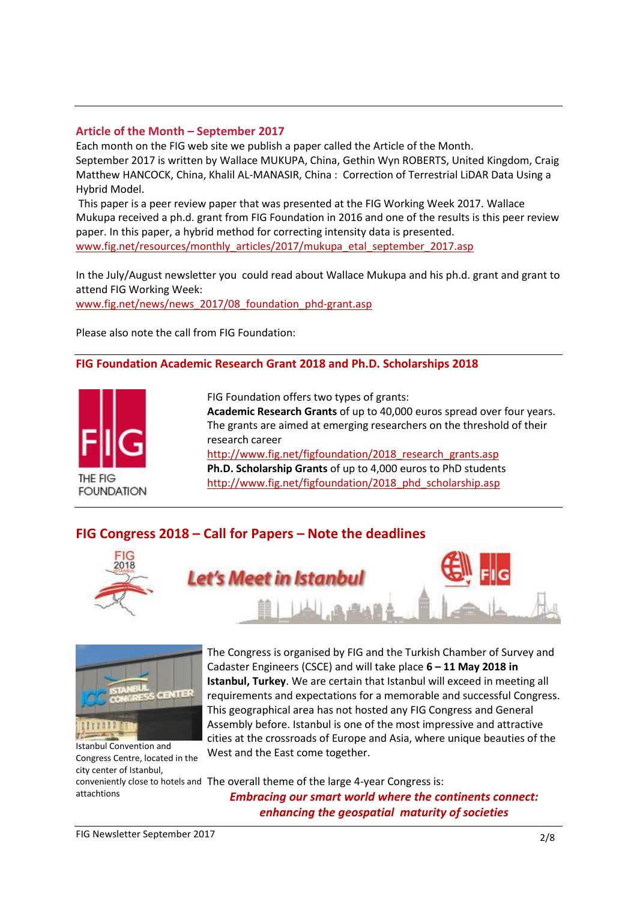## Article of the Month – September 2017

Each month on the FIG web site we publish a paper called the Article of the Month.
September 2017 is written by Wallace MUKUPA, China, Gethin Wyn ROBERTS, United Kingdom, Craig Matthew HANCOCK, China, Khalil AL-MANASIR, China : Correction of Terrestrial LiDAR Data Using a Hybrid Model.

This paper is a peer review paper that was presented at the FIG Working Week 2017. Wallace Mukupa received a ph.d. grant from FIG Foundation in 2016 and one of the results is this peer review paper. In this paper, a hybrid method for correcting intensity data is presented.
www.fig.net/resources/monthly_articles/2017/mukupa_etal_september_2017.asp

In the July/August newsletter you could read about Wallace Mukupa and his ph.d. grant and grant to attend FIG Working Week:
www.fig.net/news/news_2017/08_foundation_phd-grant.asp

Please also note the call from FIG Foundation:

## FIG Foundation Academic Research Grant 2018 and Ph.D. Scholarships 2018

THE FIG FOUNDATION

FIG Foundation offers two types of grants:
**Academic Research Grants** of up to 40,000 euros spread over four years. The grants are aimed at emerging researchers on the threshold of their research career
http://www.fig.net/figfoundation/2018_research_grants.asp
**Ph.D. Scholarship Grants** of up to 4,000 euros to PhD students
http://www.fig.net/figfoundation/2018_phd_scholarship.asp

## FIG Congress 2018 – Call for Papers – Note the deadlines

Let's Meet in Istanbul

The Congress is organised by FIG and the Turkish Chamber of Survey and Cadaster Engineers (CSCE) and will take place **6 – 11 May 2018 in Istanbul, Turkey**. We are certain that Istanbul will exceed in meeting all requirements and expectations for a memorable and successful Congress. This geographical area has not hosted any FIG Congress and General Assembly before. Istanbul is one of the most impressive and attractive cities at the crossroads of Europe and Asia, where unique beauties of the West and the East come together.

Istanbul Convention and Congress Centre, located in the city center of Istanbul, conveniently close to hotels and attachtions

The overall theme of the large 4-year Congress is:

***Embracing our smart world where the continents connect: enhancing the geospatial maturity of societies***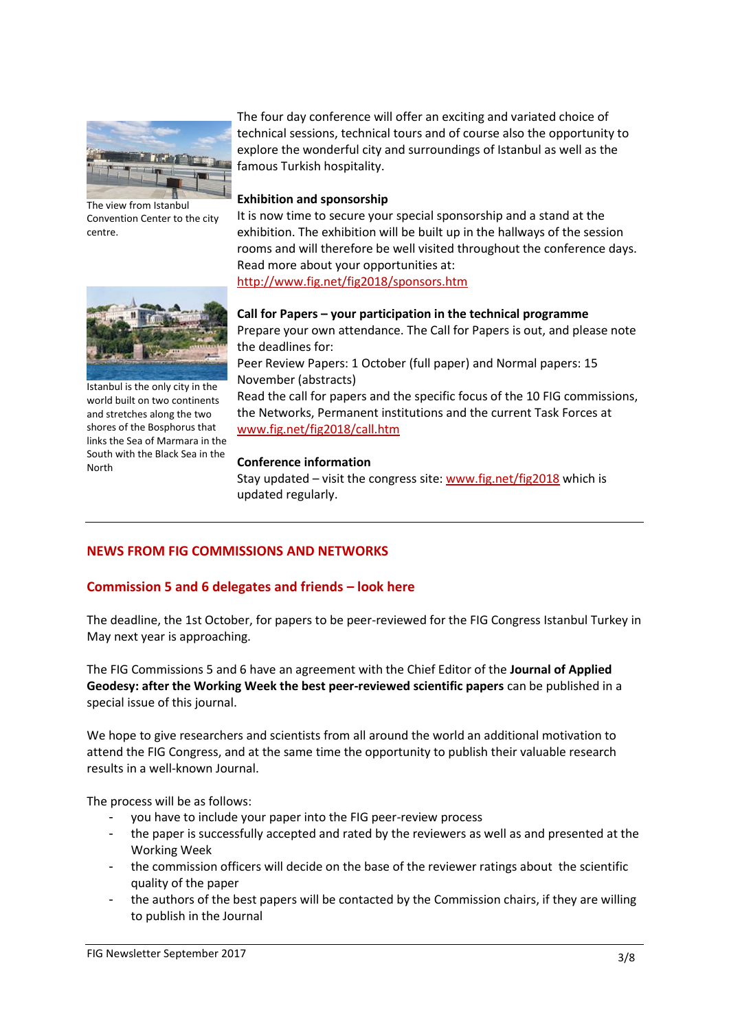The view from Istanbul Convention Center to the city centre.

Istanbul is the only city in the world built on two continents and stretches along the two shores of the Bosphorus that links the Sea of Marmara in the South with the Black Sea in the North

The four day conference will offer an exciting and varied choice of technical sessions, technical tours and of course also the opportunity to explore the wonderful city and surroundings of Istanbul as well as the famous Turkish hospitality.

**Exhibition and sponsorship**

It is now time to secure your special sponsorship and a stand at the exhibition. The exhibition will be built up in the hallways of the session rooms and will therefore be well visited throughout the conference days. Read more about your opportunities at: http://www.fig.net/fig2018/sponsors.htm

**Call for Papers – your participation in the technical programme**

Prepare your own attendance. The Call for Papers is out, and please note the deadlines for:

Peer Review Papers: 1 October (full paper) and Normal papers: 15 November (abstracts)

Read the call for papers and the specific focus of the 10 FIG commissions, the Networks, Permanent institutions and the current Task Forces at www.fig.net/fig2018/call.htm

**Conference information**

Stay updated – visit the congress site: www.fig.net/fig2018 which is updated regularly.

---

## NEWS FROM FIG COMMISSIONS AND NETWORKS

### Commission 5 and 6 delegates and friends – look here

The deadline, the 1st October, for papers to be peer-reviewed for the FIG Congress Istanbul Turkey in May next year is approaching.

The FIG Commissions 5 and 6 have an agreement with the Chief Editor of the **Journal of Applied Geodesy: after the Working Week the best peer-reviewed scientific papers** can be published in a special issue of this journal.

We hope to give researchers and scientists from all around the world an additional motivation to attend the FIG Congress, and at the same time the opportunity to publish their valuable research results in a well-known Journal.

The process will be as follows:

- you have to include your paper into the FIG peer-review process
- the paper is successfully accepted and rated by the reviewers as well as and presented at the Working Week
- the commission officers will decide on the base of the reviewer ratings about the scientific quality of the paper
- the authors of the best papers will be contacted by the Commission chairs, if they are willing to publish in the Journal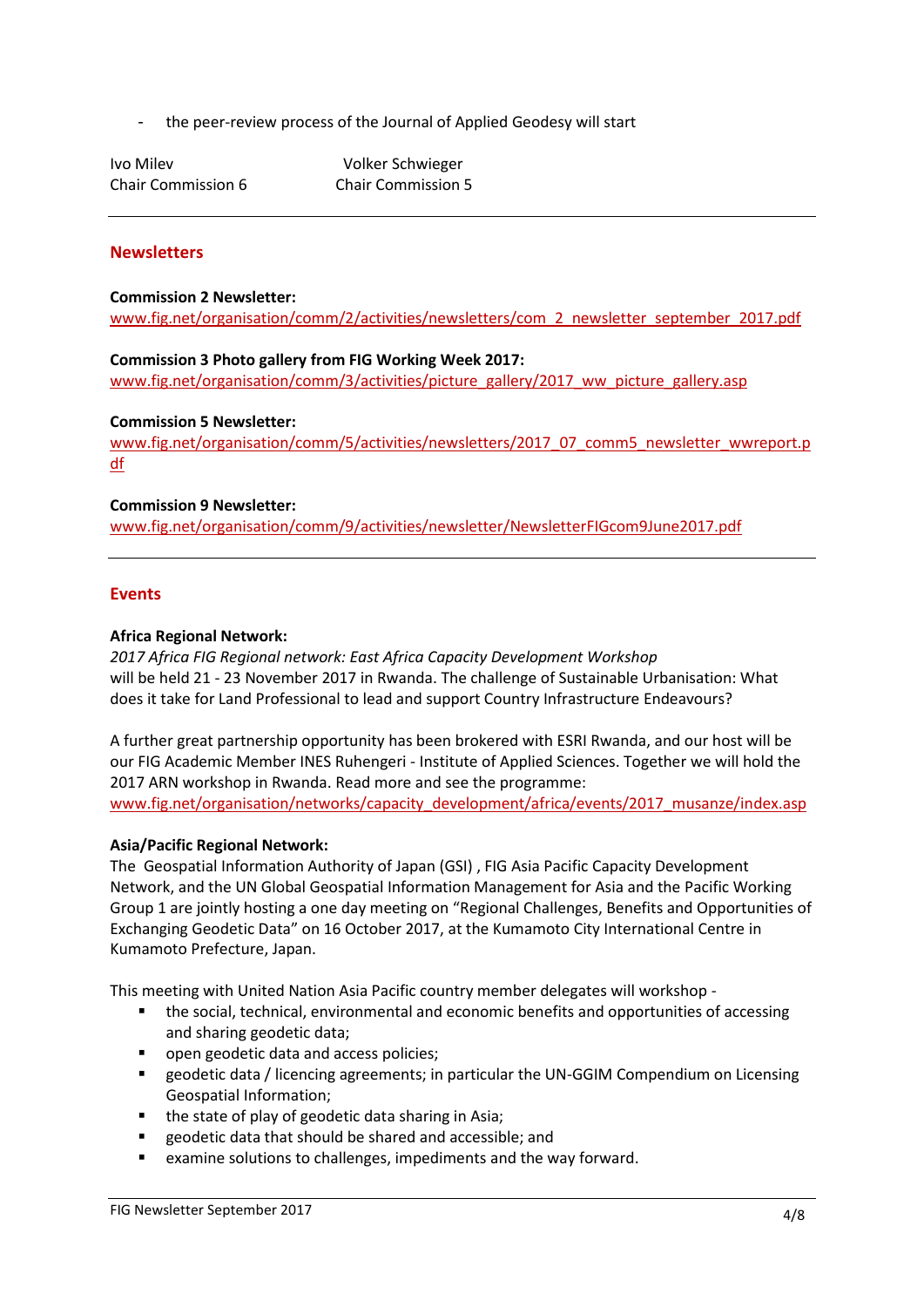- the peer-review process of the Journal of Applied Geodesy will start

Ivo Milev
Chair Commission 6

Volker Schwieger
Chair Commission 5

---

## Newsletters

**Commission 2 Newsletter:**
www.fig.net/organisation/comm/2/activities/newsletters/com_2_newsletter_september_2017.pdf

**Commission 3 Photo gallery from FIG Working Week 2017:**
www.fig.net/organisation/comm/3/activities/picture_gallery/2017_ww_picture_gallery.asp

**Commission 5 Newsletter:**
www.fig.net/organisation/comm/5/activities/newsletters/2017_07_comm5_newsletter_wwreport.pdf

**Commission 9 Newsletter:**
www.fig.net/organisation/comm/9/activities/newsletter/NewsletterFIGcom9June2017.pdf

---

## Events

**Africa Regional Network:**
*2017 Africa FIG Regional network: East Africa Capacity Development Workshop*
will be held 21 - 23 November 2017 in Rwanda. The challenge of Sustainable Urbanisation: What does it take for Land Professional to lead and support Country Infrastructure Endeavours?

A further great partnership opportunity has been brokered with ESRI Rwanda, and our host will be our FIG Academic Member INES Ruhengeri - Institute of Applied Sciences. Together we will hold the 2017 ARN workshop in Rwanda. Read more and see the programme:
www.fig.net/organisation/networks/capacity_development/africa/events/2017_musanze/index.asp

**Asia/Pacific Regional Network:**
The Geospatial Information Authority of Japan (GSI) , FIG Asia Pacific Capacity Development Network, and the UN Global Geospatial Information Management for Asia and the Pacific Working Group 1 are jointly hosting a one day meeting on "Regional Challenges, Benefits and Opportunities of Exchanging Geodetic Data" on 16 October 2017, at the Kumamoto City International Centre in Kumamoto Prefecture, Japan.

This meeting with United Nation Asia Pacific country member delegates will workshop -

- the social, technical, environmental and economic benefits and opportunities of accessing and sharing geodetic data;
- open geodetic data and access policies;
- geodetic data / licencing agreements; in particular the UN-GGIM Compendium on Licensing Geospatial Information;
- the state of play of geodetic data sharing in Asia;
- geodetic data that should be shared and accessible; and
- examine solutions to challenges, impediments and the way forward.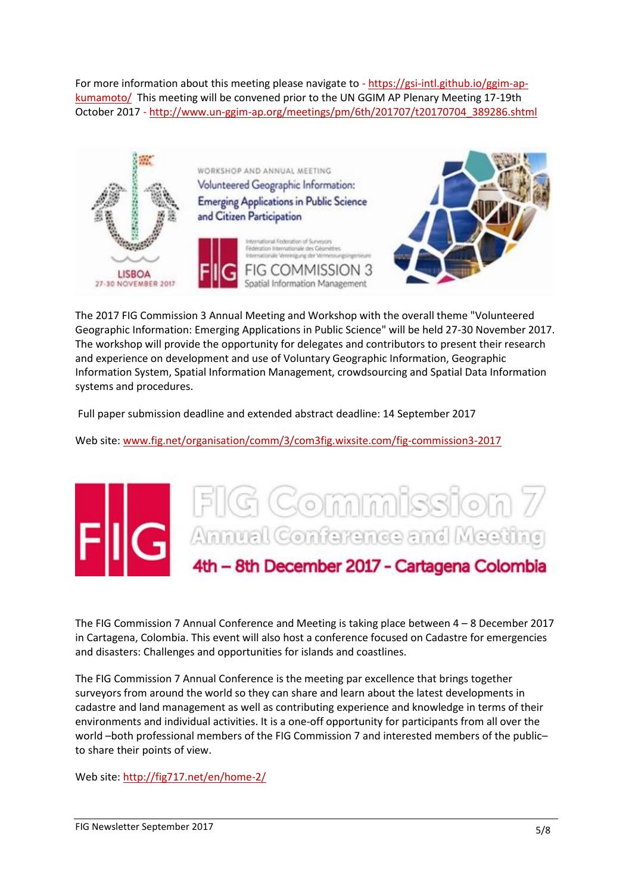For more information about this meeting please navigate to - https://gsi-intl.github.io/ggim-ap-kumamoto/ This meeting will be convened prior to the UN GGIM AP Plenary Meeting 17-19th October 2017 - http://www.un-ggim-ap.org/meetings/pm/6th/201707/t20170704_389286.shtml

The 2017 FIG Commission 3 Annual Meeting and Workshop with the overall theme "Volunteered Geographic Information: Emerging Applications in Public Science" will be held 27-30 November 2017. The workshop will provide the opportunity for delegates and contributors to present their research and experience on development and use of Voluntary Geographic Information, Geographic Information System, Spatial Information Management, crowdsourcing and Spatial Data Information systems and procedures.

Full paper submission deadline and extended abstract deadline: 14 September 2017

Web site: www.fig.net/organisation/comm/3/com3fig.wixsite.com/fig-commission3-2017

The FIG Commission 7 Annual Conference and Meeting is taking place between 4 – 8 December 2017 in Cartagena, Colombia. This event will also host a conference focused on Cadastre for emergencies and disasters: Challenges and opportunities for islands and coastlines.

The FIG Commission 7 Annual Conference is the meeting par excellence that brings together surveyors from around the world so they can share and learn about the latest developments in cadastre and land management as well as contributing experience and knowledge in terms of their environments and individual activities. It is a one-off opportunity for participants from all over the world –both professional members of the FIG Commission 7 and interested members of the public– to share their points of view.

Web site: http://fig717.net/en/home-2/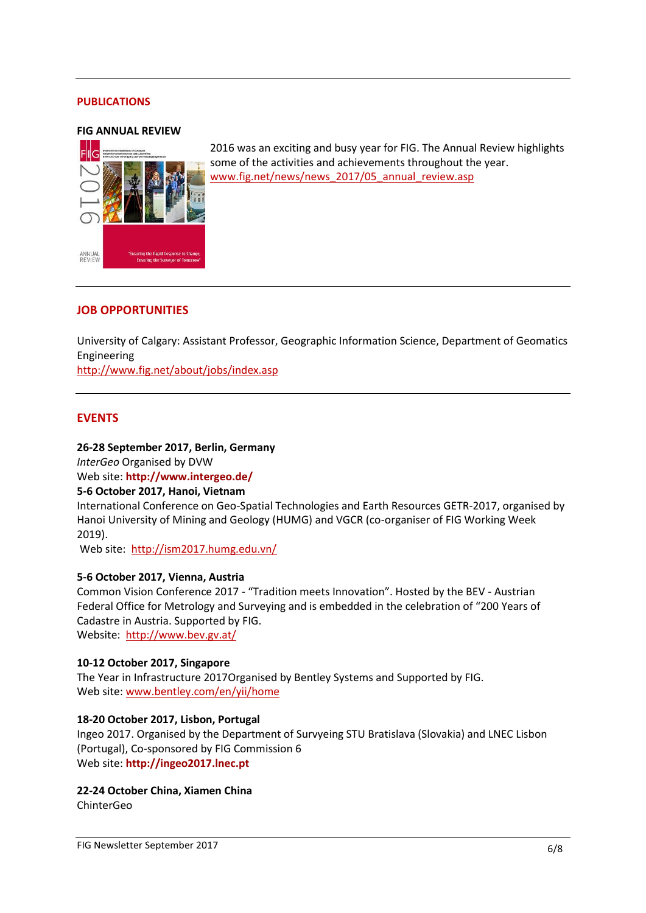## PUBLICATIONS

### FIG ANNUAL REVIEW

2016 was an exciting and busy year for FIG. The Annual Review highlights some of the activities and achievements throughout the year.
www.fig.net/news/news_2017/05_annual_review.asp

## JOB OPPORTUNITIES

University of Calgary: Assistant Professor, Geographic Information Science, Department of Geomatics Engineering
http://www.fig.net/about/jobs/index.asp

## EVENTS

**26-28 September 2017, Berlin, Germany**
*InterGeo* Organised by DVW
Web site: **http://www.intergeo.de/**

**5-6 October 2017, Hanoi, Vietnam**
International Conference on Geo-Spatial Technologies and Earth Resources GETR-2017, organised by Hanoi University of Mining and Geology (HUMG) and VGCR (co-organiser of FIG Working Week 2019).
Web site: http://ism2017.humg.edu.vn/

**5-6 October 2017, Vienna, Austria**
Common Vision Conference 2017 - "Tradition meets Innovation". Hosted by the BEV - Austrian Federal Office for Metrology and Surveying and is embedded in the celebration of "200 Years of Cadastre in Austria. Supported by FIG.
Website: http://www.bev.gv.at/

**10-12 October 2017, Singapore**
The Year in Infrastructure 2017Organised by Bentley Systems and Supported by FIG.
Web site: www.bentley.com/en/yii/home

**18-20 October 2017, Lisbon, Portugal**
Ingeo 2017. Organised by the Department of Survyeing STU Bratislava (Slovakia) and LNEC Lisbon (Portugal), Co-sponsored by FIG Commission 6
Web site: **http://ingeo2017.lnec.pt**

**22-24 October China, Xiamen China**
ChinterGeo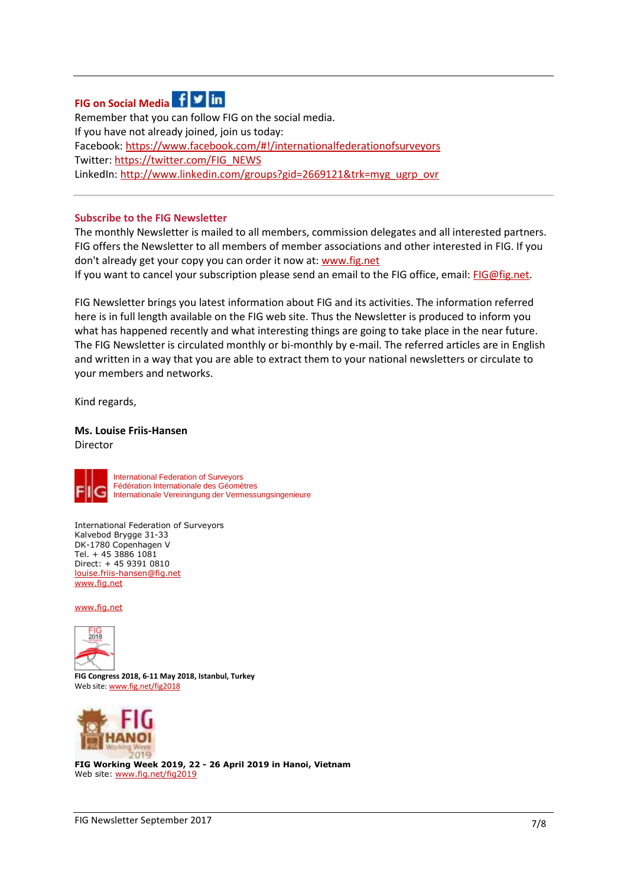## FIG on Social Media

Remember that you can follow FIG on the social media.
If you have not already joined, join us today:
Facebook: https://www.facebook.com/#!/internationalfederationofsurveyors
Twitter: https://twitter.com/FIG_NEWS
LinkedIn: http://www.linkedin.com/groups?gid=2669121&trk=myg_ugrp_ovr

## Subscribe to the FIG Newsletter

The monthly Newsletter is mailed to all members, commission delegates and all interested partners. FIG offers the Newsletter to all members of member associations and other interested in FIG. If you don't already get your copy you can order it now at: www.fig.net
If you want to cancel your subscription please send an email to the FIG office, email: FIG@fig.net.

FIG Newsletter brings you latest information about FIG and its activities. The information referred here is in full length available on the FIG web site. Thus the Newsletter is produced to inform you what has happened recently and what interesting things are going to take place in the near future. The FIG Newsletter is circulated monthly or bi-monthly by e-mail. The referred articles are in English and written in a way that you are able to extract them to your national newsletters or circulate to your members and networks.

Kind regards,

**Ms. Louise Friis-Hansen**
Director

International Federation of Surveyors
Fédération Internationale des Géomètres
Internationale Vereiningung der Vermessungsingenieure

International Federation of Surveyors
Kalvebod Brygge 31-33
DK-1780 Copenhagen V
Tel. + 45 3886 1081
Direct: + 45 9391 0810
louise.friis-hansen@fig.net
www.fig.net

www.fig.net

**FIG Congress 2018, 6-11 May 2018, Istanbul, Turkey**
Web site: www.fig.net/fig2018

**FIG Working Week 2019, 22 - 26 April 2019 in Hanoi, Vietnam**
Web site: www.fig.net/fig2019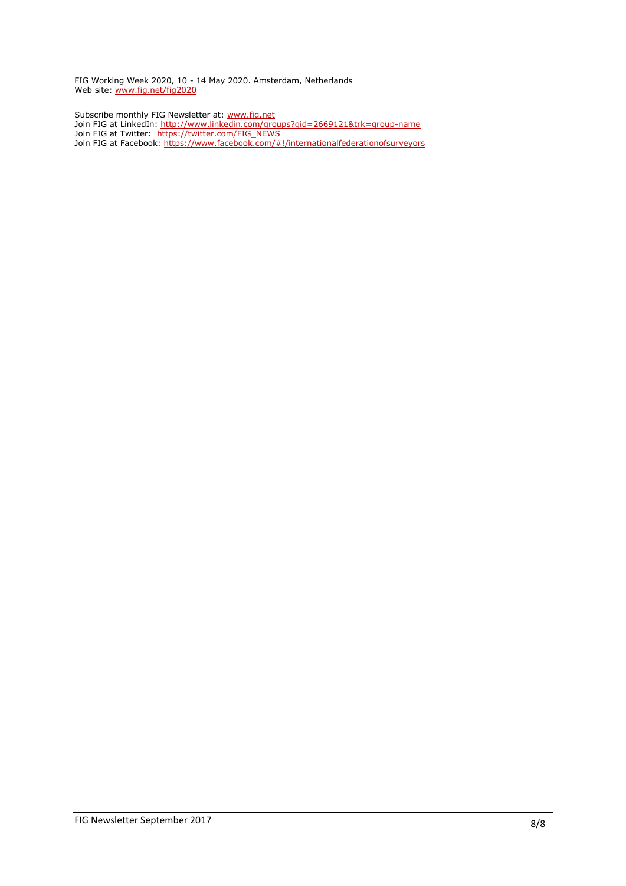FIG Working Week 2020, 10 - 14 May 2020. Amsterdam, Netherlands
Web site: www.fig.net/fig2020

Subscribe monthly FIG Newsletter at: www.fig.net
Join FIG at LinkedIn: http://www.linkedin.com/groups?gid=2669121&trk=group-name
Join FIG at Twitter: https://twitter.com/FIG_NEWS
Join FIG at Facebook: https://www.facebook.com/#!/internationalfederationofsurveyors